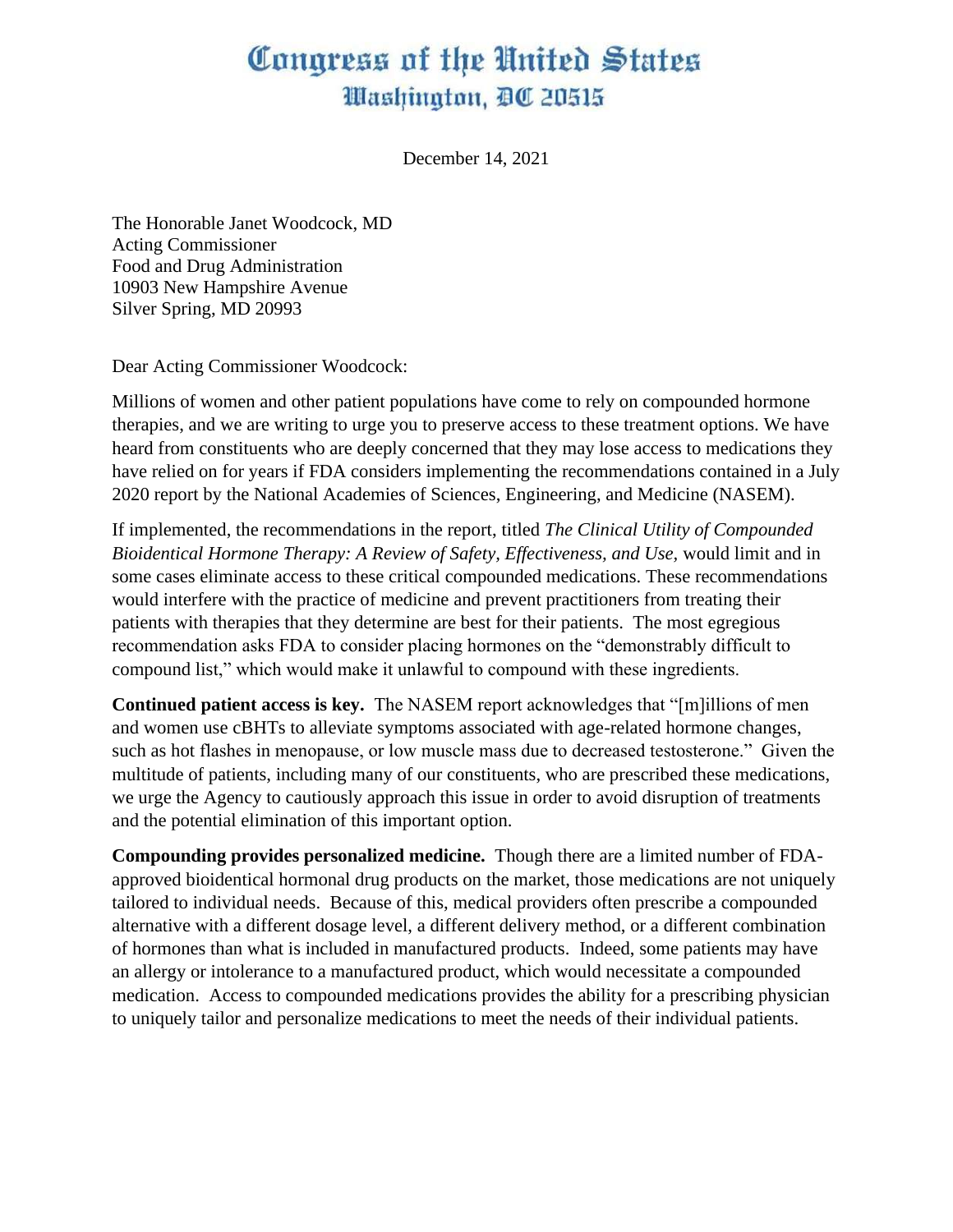# Congress of the United States
## Washington, DC 20515

December 14, 2021

The Honorable Janet Woodcock, MD
Acting Commissioner
Food and Drug Administration
10903 New Hampshire Avenue
Silver Spring, MD 20993

Dear Acting Commissioner Woodcock:

Millions of women and other patient populations have come to rely on compounded hormone therapies, and we are writing to urge you to preserve access to these treatment options. We have heard from constituents who are deeply concerned that they may lose access to medications they have relied on for years if FDA considers implementing the recommendations contained in a July 2020 report by the National Academies of Sciences, Engineering, and Medicine (NASEM).

If implemented, the recommendations in the report, titled *The Clinical Utility of Compounded Bioidentical Hormone Therapy: A Review of Safety, Effectiveness, and Use,* would limit and in some cases eliminate access to these critical compounded medications. These recommendations would interfere with the practice of medicine and prevent practitioners from treating their patients with therapies that they determine are best for their patients. The most egregious recommendation asks FDA to consider placing hormones on the "demonstrably difficult to compound list," which would make it unlawful to compound with these ingredients.

**Continued patient access is key.** The NASEM report acknowledges that "[m]illions of men and women use cBHTs to alleviate symptoms associated with age-related hormone changes, such as hot flashes in menopause, or low muscle mass due to decreased testosterone." Given the multitude of patients, including many of our constituents, who are prescribed these medications, we urge the Agency to cautiously approach this issue in order to avoid disruption of treatments and the potential elimination of this important option.

**Compounding provides personalized medicine.** Though there are a limited number of FDA-approved bioidentical hormonal drug products on the market, those medications are not uniquely tailored to individual needs. Because of this, medical providers often prescribe a compounded alternative with a different dosage level, a different delivery method, or a different combination of hormones than what is included in manufactured products. Indeed, some patients may have an allergy or intolerance to a manufactured product, which would necessitate a compounded medication. Access to compounded medications provides the ability for a prescribing physician to uniquely tailor and personalize medications to meet the needs of their individual patients.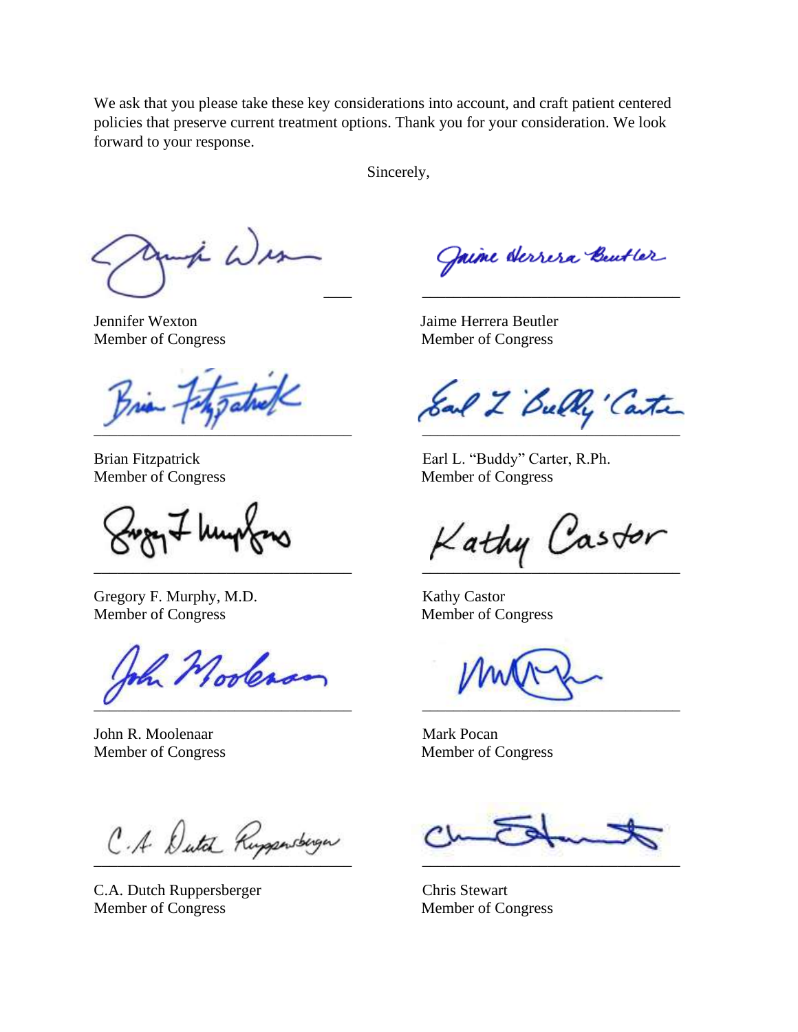We ask that you please take these key considerations into account, and craft patient centered policies that preserve current treatment options. Thank you for your consideration. We look forward to your response.

Sincerely,

Jennifer Wexton
Member of Congress

Jaime Herrera Beutler
Member of Congress

Brian Fitzpatrick
Member of Congress

Earl L. "Buddy" Carter, R.Ph.
Member of Congress

Gregory F. Murphy, M.D.
Member of Congress

Kathy Castor
Member of Congress

John R. Moolenaar
Member of Congress

Mark Pocan
Member of Congress

C.A. Dutch Ruppersberger
Member of Congress

Chris Stewart
Member of Congress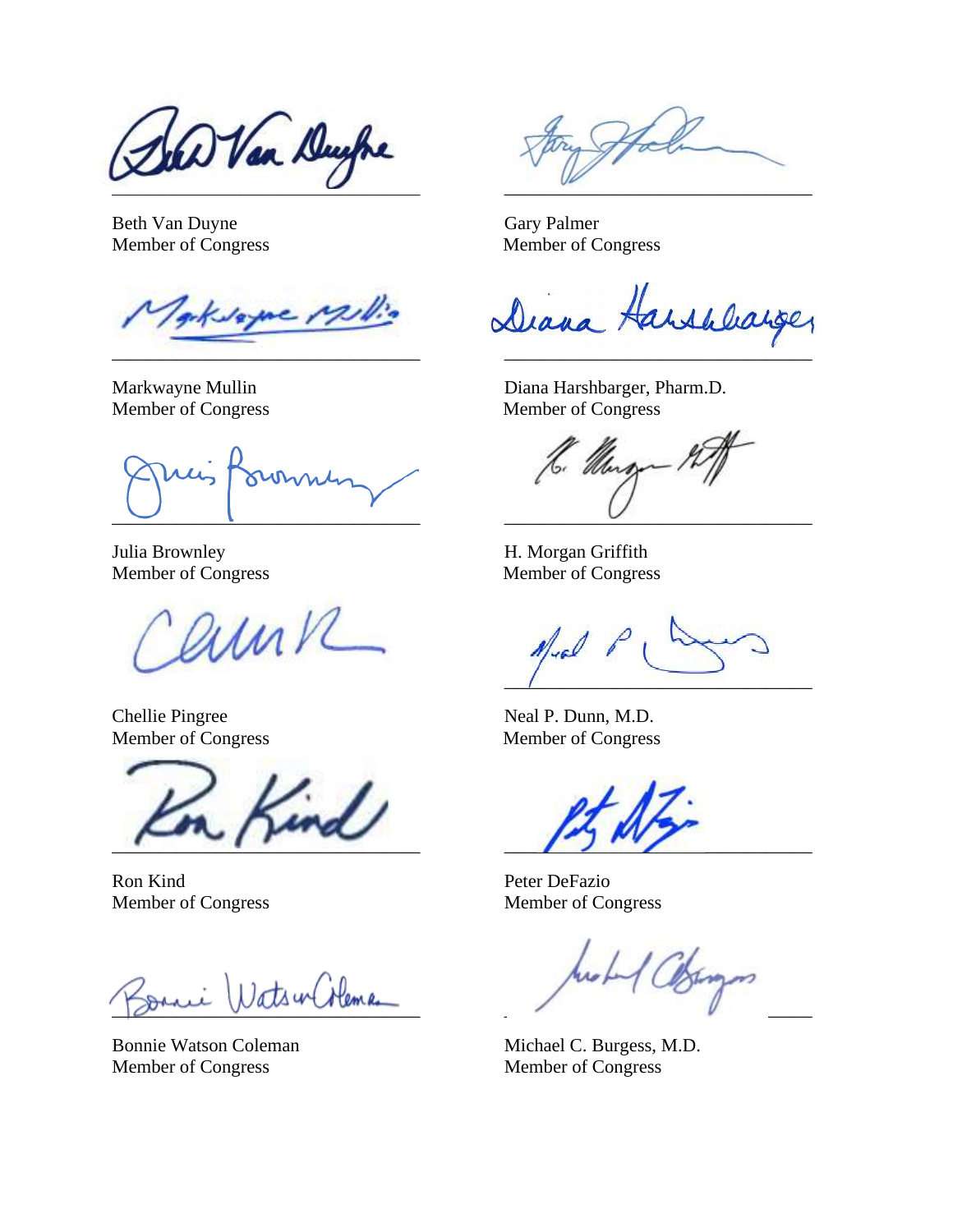Beth Van Duyne
Member of Congress

Gary Palmer
Member of Congress

Markwayne Mullin
Member of Congress

Diana Harshbarger, Pharm.D.
Member of Congress

Julia Brownley
Member of Congress

H. Morgan Griffith
Member of Congress

Chellie Pingree
Member of Congress

Neal P. Dunn, M.D.
Member of Congress

Ron Kind
Member of Congress

Peter DeFazio
Member of Congress

Bonnie Watson Coleman
Member of Congress

Michael C. Burgess, M.D.
Member of Congress